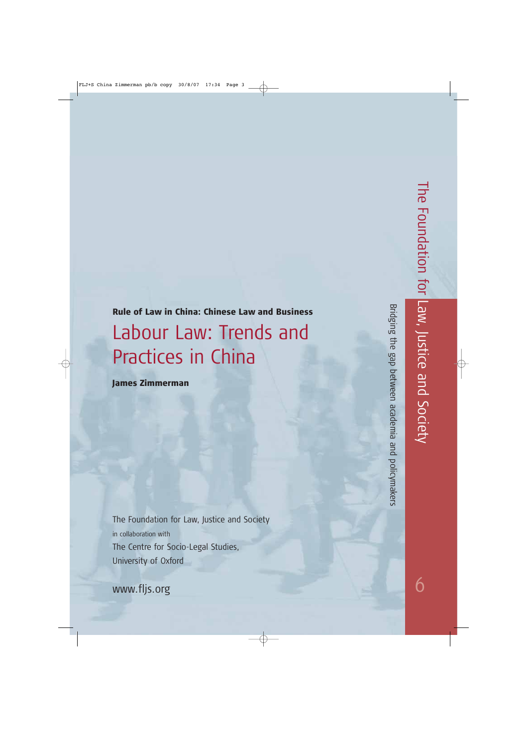**Rule of Law in China: Chinese Law and Business**

# Labour Law: Trends and Practices in China

**James Zimmerman**

The Foundation for Law, Justice and Society
in collaboration with
The Centre for Socio-Legal Studies,
University of Oxford

www.fljs.org

The Foundation for Law, Justice and Society

Bridging the gap between academia and policymakers

6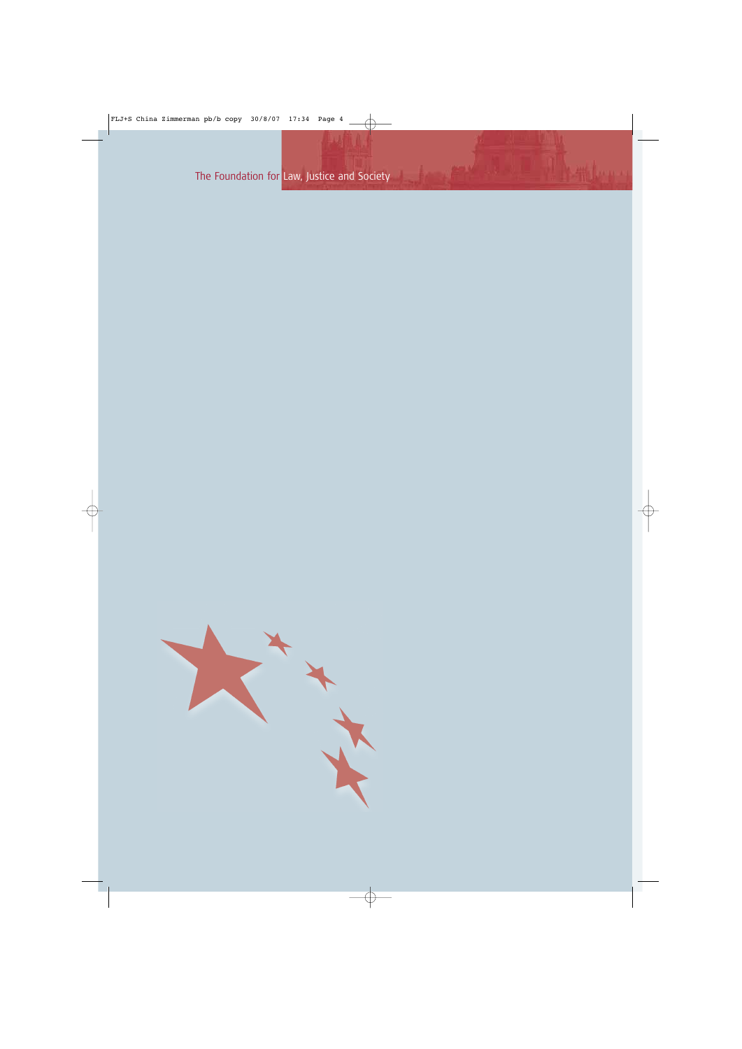The Foundation for Law, Justice and Society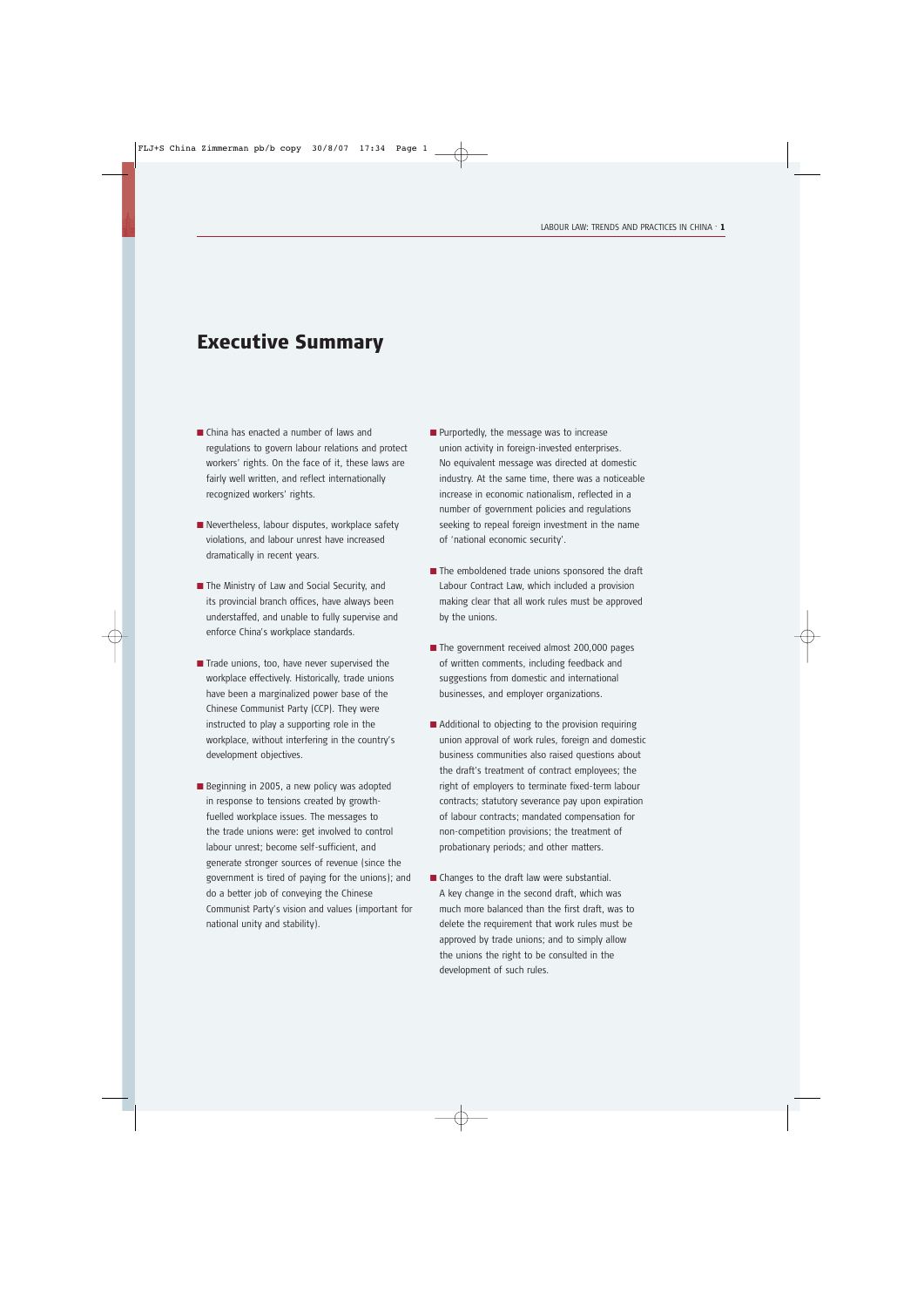# Executive Summary

- China has enacted a number of laws and regulations to govern labour relations and protect workers' rights. On the face of it, these laws are fairly well written, and reflect internationally recognized workers' rights.

- Nevertheless, labour disputes, workplace safety violations, and labour unrest have increased dramatically in recent years.

- The Ministry of Law and Social Security, and its provincial branch offices, have always been understaffed, and unable to fully supervise and enforce China's workplace standards.

- Trade unions, too, have never supervised the workplace effectively. Historically, trade unions have been a marginalized power base of the Chinese Communist Party (CCP). They were instructed to play a supporting role in the workplace, without interfering in the country's development objectives.

- Beginning in 2005, a new policy was adopted in response to tensions created by growth-fuelled workplace issues. The messages to the trade unions were: get involved to control labour unrest; become self-sufficient, and generate stronger sources of revenue (since the government is tired of paying for the unions); and do a better job of conveying the Chinese Communist Party's vision and values (important for national unity and stability).

- Purportedly, the message was to increase union activity in foreign-invested enterprises. No equivalent message was directed at domestic industry. At the same time, there was a noticeable increase in economic nationalism, reflected in a number of government policies and regulations seeking to repeal foreign investment in the name of 'national economic security'.

- The emboldened trade unions sponsored the draft Labour Contract Law, which included a provision making clear that all work rules must be approved by the unions.

- The government received almost 200,000 pages of written comments, including feedback and suggestions from domestic and international businesses, and employer organizations.

- Additional to objecting to the provision requiring union approval of work rules, foreign and domestic business communities also raised questions about the draft's treatment of contract employees; the right of employers to terminate fixed-term labour contracts; statutory severance pay upon expiration of labour contracts; mandated compensation for non-competition provisions; the treatment of probationary periods; and other matters.

- Changes to the draft law were substantial. A key change in the second draft, which was much more balanced than the first draft, was to delete the requirement that work rules must be approved by trade unions; and to simply allow the unions the right to be consulted in the development of such rules.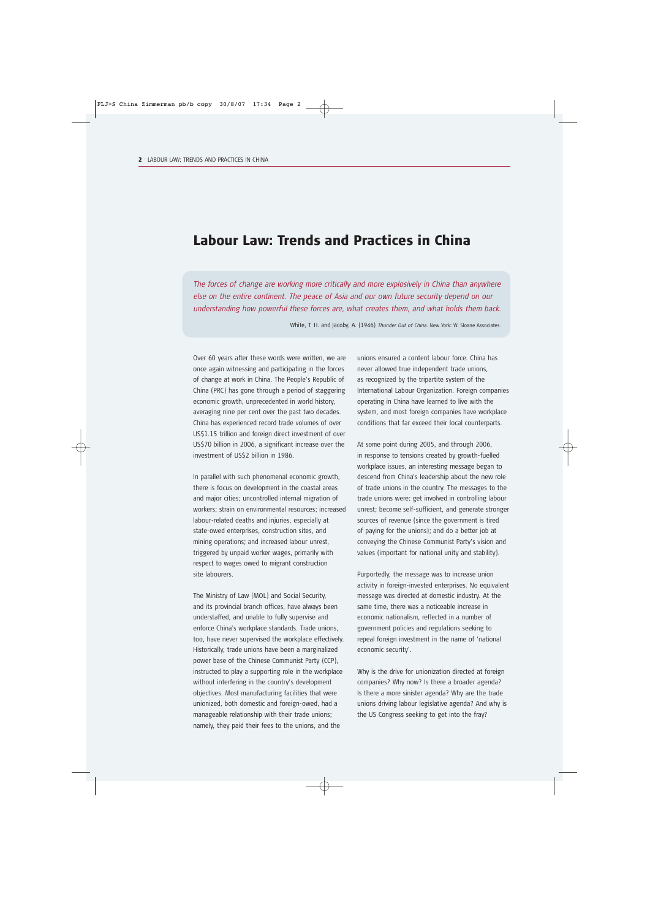# Labour Law: Trends and Practices in China

> *The forces of change are working more critically and more explosively in China than anywhere else on the entire continent. The peace of Asia and our own future security depend on our understanding how powerful these forces are, what creates them, and what holds them back.*
>
> White, T. H. and Jacoby, A. (1946) *Thunder Out of China.* New York: W. Sloane Associates.

Over 60 years after these words were written, we are once again witnessing and participating in the forces of change at work in China. The People's Republic of China (PRC) has gone through a period of staggering economic growth, unprecedented in world history, averaging nine per cent over the past two decades. China has experienced record trade volumes of over US$1.15 trillion and foreign direct investment of over US$70 billion in 2006, a significant increase over the investment of US$2 billion in 1986.

In parallel with such phenomenal economic growth, there is focus on development in the coastal areas and major cities; uncontrolled internal migration of workers; strain on environmental resources; increased labour-related deaths and injuries, especially at state-owed enterprises, construction sites, and mining operations; and increased labour unrest, triggered by unpaid worker wages, primarily with respect to wages owed to migrant construction site labourers.

The Ministry of Law (MOL) and Social Security, and its provincial branch offices, have always been understaffed, and unable to fully supervise and enforce China's workplace standards. Trade unions, too, have never supervised the workplace effectively. Historically, trade unions have been a marginalized power base of the Chinese Communist Party (CCP), instructed to play a supporting role in the workplace without interfering in the country's development objectives. Most manufacturing facilities that were unionized, both domestic and foreign-owed, had a manageable relationship with their trade unions; namely, they paid their fees to the unions, and the unions ensured a content labour force. China has never allowed true independent trade unions, as recognized by the tripartite system of the International Labour Organization. Foreign companies operating in China have learned to live with the system, and most foreign companies have workplace conditions that far exceed their local counterparts.

At some point during 2005, and through 2006, in response to tensions created by growth-fuelled workplace issues, an interesting message began to descend from China's leadership about the new role of trade unions in the country. The messages to the trade unions were: get involved in controlling labour unrest; become self-sufficient, and generate stronger sources of revenue (since the government is tired of paying for the unions); and do a better job at conveying the Chinese Communist Party's vision and values (important for national unity and stability).

Purportedly, the message was to increase union activity in foreign-invested enterprises. No equivalent message was directed at domestic industry. At the same time, there was a noticeable increase in economic nationalism, reflected in a number of government policies and regulations seeking to repeal foreign investment in the name of 'national economic security'.

Why is the drive for unionization directed at foreign companies? Why now? Is there a broader agenda? Is there a more sinister agenda? Why are the trade unions driving labour legislative agenda? And why is the US Congress seeking to get into the fray?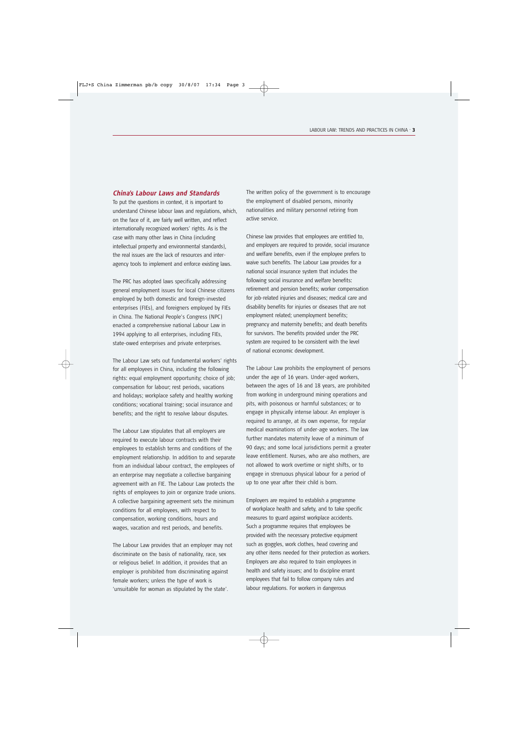### *China's Labour Laws and Standards*

To put the questions in context, it is important to understand Chinese labour laws and regulations, which, on the face of it, are fairly well written, and reflect internationally recognized workers' rights. As is the case with many other laws in China (including intellectual property and environmental standards), the real issues are the lack of resources and inter-agency tools to implement and enforce existing laws.

The PRC has adopted laws specifically addressing general employment issues for local Chinese citizens employed by both domestic and foreign-invested enterprises (FIEs), and foreigners employed by FIEs in China. The National People's Congress (NPC) enacted a comprehensive national Labour Law in 1994 applying to all enterprises, including FIEs, state-owed enterprises and private enterprises.

The Labour Law sets out fundamental workers' rights for all employees in China, including the following rights: equal employment opportunity; choice of job; compensation for labour; rest periods, vacations and holidays; workplace safety and healthy working conditions; vocational training; social insurance and benefits; and the right to resolve labour disputes.

The Labour Law stipulates that all employers are required to execute labour contracts with their employees to establish terms and conditions of the employment relationship. In addition to and separate from an individual labour contract, the employees of an enterprise may negotiate a collective bargaining agreement with an FIE. The Labour Law protects the rights of employees to join or organize trade unions. A collective bargaining agreement sets the minimum conditions for all employees, with respect to compensation, working conditions, hours and wages, vacation and rest periods, and benefits.

The Labour Law provides that an employer may not discriminate on the basis of nationality, race, sex or religious belief. In addition, it provides that an employer is prohibited from discriminating against female workers; unless the type of work is 'unsuitable for woman as stipulated by the state'.

The written policy of the government is to encourage the employment of disabled persons, minority nationalities and military personnel retiring from active service.

Chinese law provides that employees are entitled to, and employers are required to provide, social insurance and welfare benefits, even if the employee prefers to waive such benefits. The Labour Law provides for a national social insurance system that includes the following social insurance and welfare benefits: retirement and pension benefits; worker compensation for job-related injuries and diseases; medical care and disability benefits for injuries or diseases that are not employment related; unemployment benefits; pregnancy and maternity benefits; and death benefits for survivors. The benefits provided under the PRC system are required to be consistent with the level of national economic development.

The Labour Law prohibits the employment of persons under the age of 16 years. Under-aged workers, between the ages of 16 and 18 years, are prohibited from working in underground mining operations and pits, with poisonous or harmful substances; or to engage in physically intense labour. An employer is required to arrange, at its own expense, for regular medical examinations of under-age workers. The law further mandates maternity leave of a minimum of 90 days; and some local jurisdictions permit a greater leave entitlement. Nurses, who are also mothers, are not allowed to work overtime or night shifts, or to engage in strenuous physical labour for a period of up to one year after their child is born.

Employers are required to establish a programme of workplace health and safety, and to take specific measures to guard against workplace accidents. Such a programme requires that employees be provided with the necessary protective equipment such as goggles, work clothes, head covering and any other items needed for their protection as workers. Employers are also required to train employees in health and safety issues; and to discipline errant employees that fail to follow company rules and labour regulations. For workers in dangerous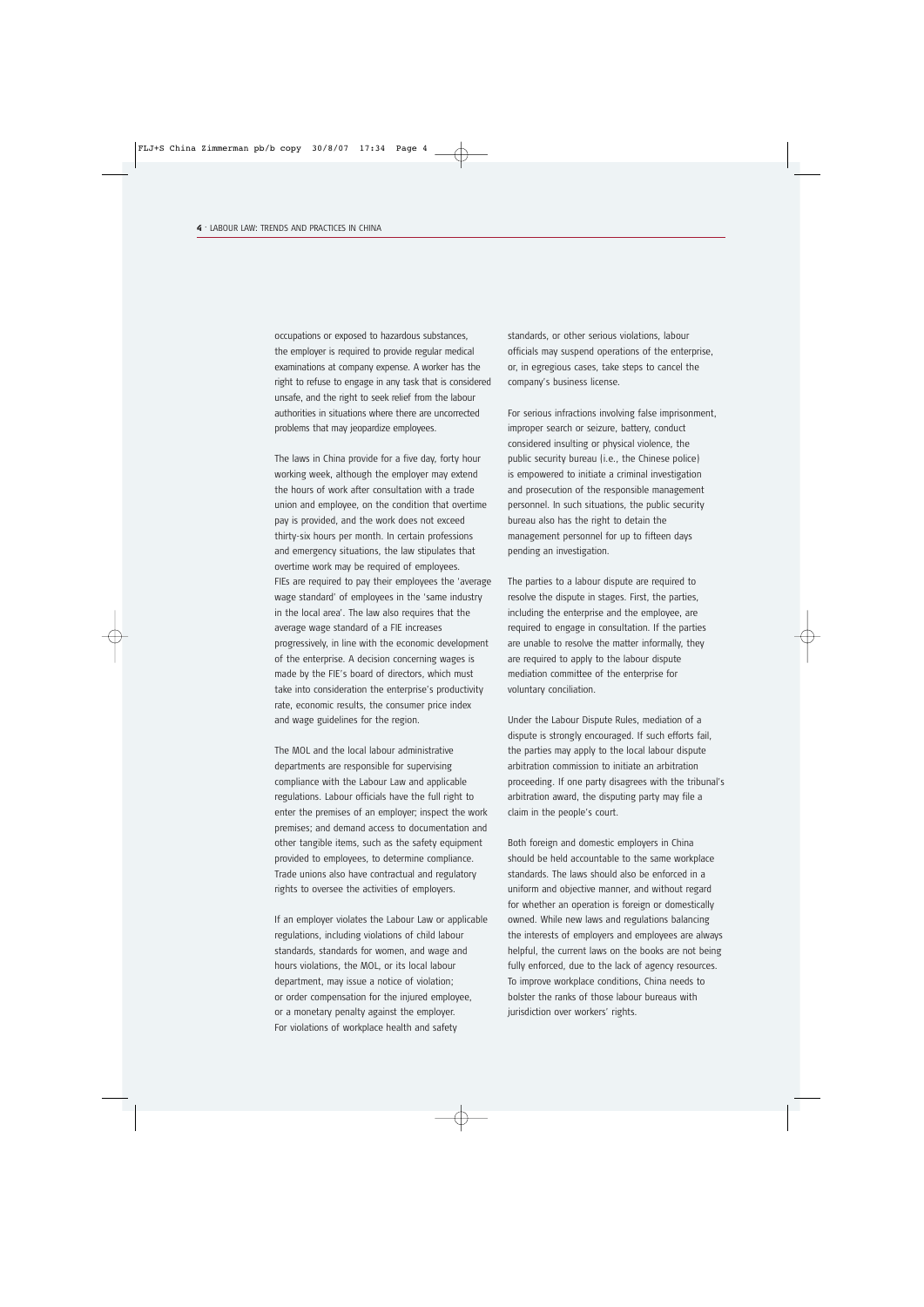occupations or exposed to hazardous substances, the employer is required to provide regular medical examinations at company expense. A worker has the right to refuse to engage in any task that is considered unsafe, and the right to seek relief from the labour authorities in situations where there are uncorrected problems that may jeopardize employees.

The laws in China provide for a five day, forty hour working week, although the employer may extend the hours of work after consultation with a trade union and employee, on the condition that overtime pay is provided, and the work does not exceed thirty-six hours per month. In certain professions and emergency situations, the law stipulates that overtime work may be required of employees. FIEs are required to pay their employees the 'average wage standard' of employees in the 'same industry in the local area'. The law also requires that the average wage standard of a FIE increases progressively, in line with the economic development of the enterprise. A decision concerning wages is made by the FIE's board of directors, which must take into consideration the enterprise's productivity rate, economic results, the consumer price index and wage guidelines for the region.

The MOL and the local labour administrative departments are responsible for supervising compliance with the Labour Law and applicable regulations. Labour officials have the full right to enter the premises of an employer; inspect the work premises; and demand access to documentation and other tangible items, such as the safety equipment provided to employees, to determine compliance. Trade unions also have contractual and regulatory rights to oversee the activities of employers.

If an employer violates the Labour Law or applicable regulations, including violations of child labour standards, standards for women, and wage and hours violations, the MOL, or its local labour department, may issue a notice of violation; or order compensation for the injured employee, or a monetary penalty against the employer. For violations of workplace health and safety standards, or other serious violations, labour officials may suspend operations of the enterprise, or, in egregious cases, take steps to cancel the company's business license.

For serious infractions involving false imprisonment, improper search or seizure, battery, conduct considered insulting or physical violence, the public security bureau (i.e., the Chinese police) is empowered to initiate a criminal investigation and prosecution of the responsible management personnel. In such situations, the public security bureau also has the right to detain the management personnel for up to fifteen days pending an investigation.

The parties to a labour dispute are required to resolve the dispute in stages. First, the parties, including the enterprise and the employee, are required to engage in consultation. If the parties are unable to resolve the matter informally, they are required to apply to the labour dispute mediation committee of the enterprise for voluntary conciliation.

Under the Labour Dispute Rules, mediation of a dispute is strongly encouraged. If such efforts fail, the parties may apply to the local labour dispute arbitration commission to initiate an arbitration proceeding. If one party disagrees with the tribunal's arbitration award, the disputing party may file a claim in the people's court.

Both foreign and domestic employers in China should be held accountable to the same workplace standards. The laws should also be enforced in a uniform and objective manner, and without regard for whether an operation is foreign or domestically owned. While new laws and regulations balancing the interests of employers and employees are always helpful, the current laws on the books are not being fully enforced, due to the lack of agency resources. To improve workplace conditions, China needs to bolster the ranks of those labour bureaus with jurisdiction over workers' rights.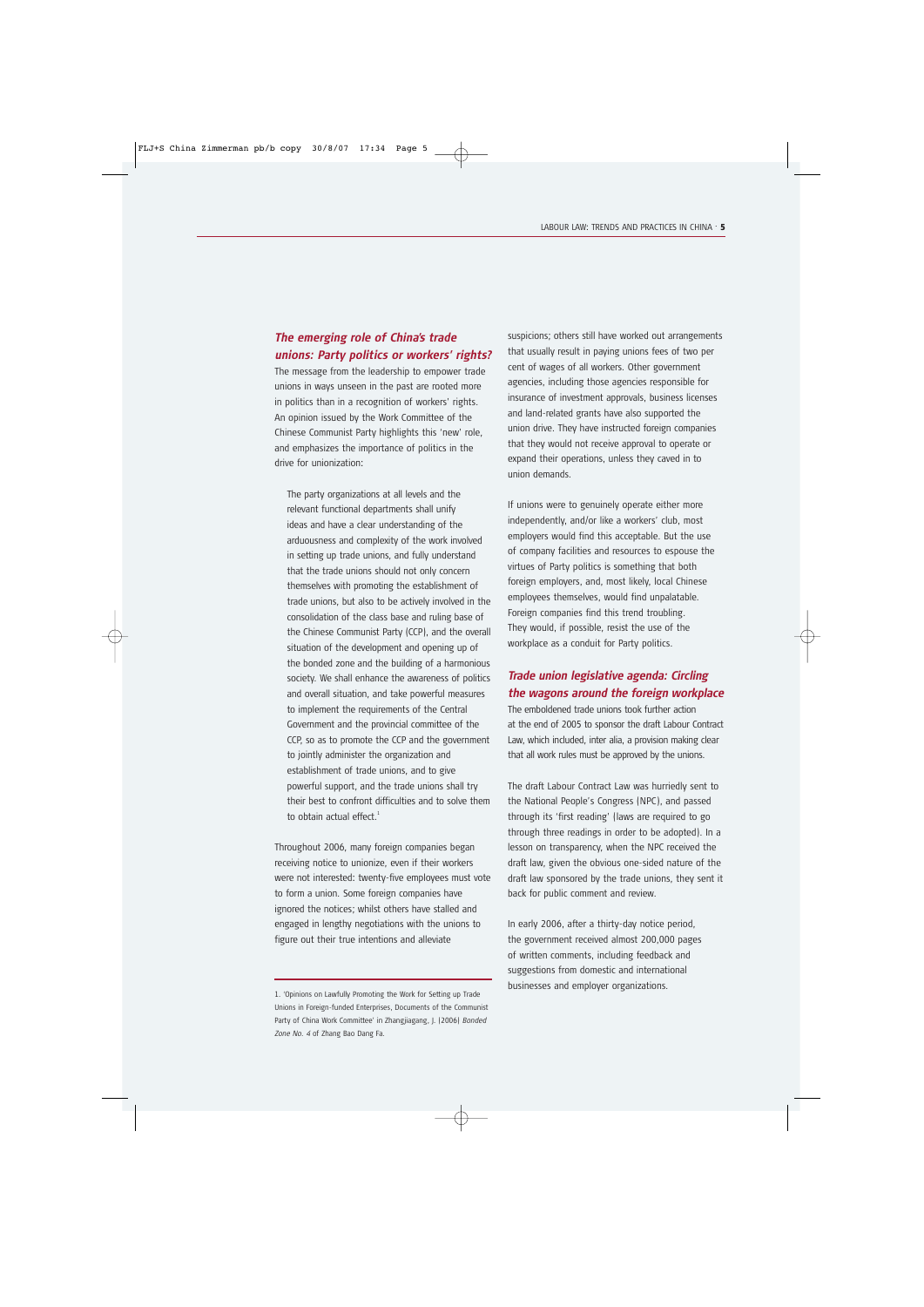### *The emerging role of China's trade unions: Party politics or workers' rights?*

The message from the leadership to empower trade unions in ways unseen in the past are rooted more in politics than in a recognition of workers' rights. An opinion issued by the Work Committee of the Chinese Communist Party highlights this 'new' role, and emphasizes the importance of politics in the drive for unionization:

> The party organizations at all levels and the relevant functional departments shall unify ideas and have a clear understanding of the arduousness and complexity of the work involved in setting up trade unions, and fully understand that the trade unions should not only concern themselves with promoting the establishment of trade unions, but also to be actively involved in the consolidation of the class base and ruling base of the Chinese Communist Party (CCP), and the overall situation of the development and opening up of the bonded zone and the building of a harmonious society. We shall enhance the awareness of politics and overall situation, and take powerful measures to implement the requirements of the Central Government and the provincial committee of the CCP, so as to promote the CCP and the government to jointly administer the organization and establishment of trade unions, and to give powerful support, and the trade unions shall try their best to confront difficulties and to solve them to obtain actual effect.[1]

Throughout 2006, many foreign companies began receiving notice to unionize, even if their workers were not interested: twenty-five employees must vote to form a union. Some foreign companies have ignored the notices; whilst others have stalled and engaged in lengthy negotiations with the unions to figure out their true intentions and alleviate suspicions; others still have worked out arrangements that usually result in paying unions fees of two per cent of wages of all workers. Other government agencies, including those agencies responsible for insurance of investment approvals, business licenses and land-related grants have also supported the union drive. They have instructed foreign companies that they would not receive approval to operate or expand their operations, unless they caved in to union demands.

If unions were to genuinely operate either more independently, and/or like a workers' club, most employers would find this acceptable. But the use of company facilities and resources to espouse the virtues of Party politics is something that both foreign employers, and, most likely, local Chinese employees themselves, would find unpalatable. Foreign companies find this trend troubling. They would, if possible, resist the use of the workplace as a conduit for Party politics.

### *Trade union legislative agenda: Circling the wagons around the foreign workplace*

The emboldened trade unions took further action at the end of 2005 to sponsor the draft Labour Contract Law, which included, inter alia, a provision making clear that all work rules must be approved by the unions.

The draft Labour Contract Law was hurriedly sent to the National People's Congress (NPC), and passed through its 'first reading' (laws are required to go through three readings in order to be adopted). In a lesson on transparency, when the NPC received the draft law, given the obvious one-sided nature of the draft law sponsored by the trade unions, they sent it back for public comment and review.

In early 2006, after a thirty-day notice period, the government received almost 200,000 pages of written comments, including feedback and suggestions from domestic and international businesses and employer organizations.

---

1. 'Opinions on Lawfully Promoting the Work for Setting up Trade Unions in Foreign-funded Enterprises, Documents of the Communist Party of China Work Committee' in Zhangjiagang, J. (2006) *Bonded Zone No. 4* of Zhang Bao Dang Fa.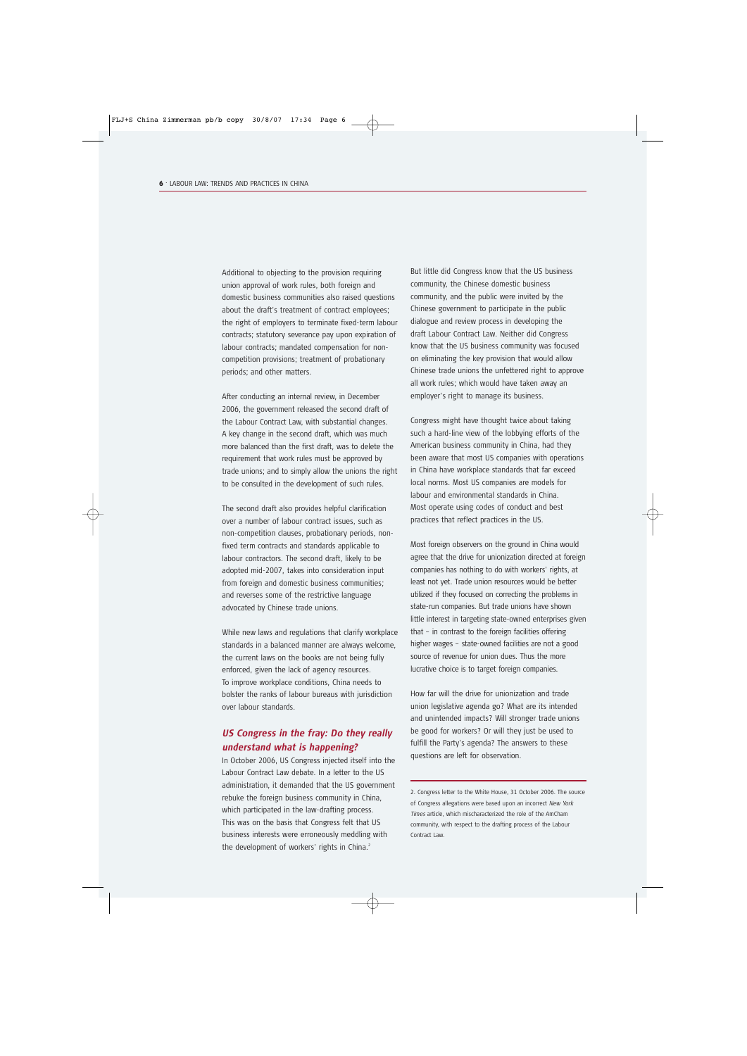Additional to objecting to the provision requiring union approval of work rules, both foreign and domestic business communities also raised questions about the draft's treatment of contract employees; the right of employers to terminate fixed-term labour contracts; statutory severance pay upon expiration of labour contracts; mandated compensation for non-competition provisions; treatment of probationary periods; and other matters.

After conducting an internal review, in December 2006, the government released the second draft of the Labour Contract Law, with substantial changes. A key change in the second draft, which was much more balanced than the first draft, was to delete the requirement that work rules must be approved by trade unions; and to simply allow the unions the right to be consulted in the development of such rules.

The second draft also provides helpful clarification over a number of labour contract issues, such as non-competition clauses, probationary periods, non-fixed term contracts and standards applicable to labour contractors. The second draft, likely to be adopted mid-2007, takes into consideration input from foreign and domestic business communities; and reverses some of the restrictive language advocated by Chinese trade unions.

While new laws and regulations that clarify workplace standards in a balanced manner are always welcome, the current laws on the books are not being fully enforced, given the lack of agency resources. To improve workplace conditions, China needs to bolster the ranks of labour bureaus with jurisdiction over labour standards.

## *US Congress in the fray: Do they really understand what is happening?*

In October 2006, US Congress injected itself into the Labour Contract Law debate. In a letter to the US administration, it demanded that the US government rebuke the foreign business community in China, which participated in the law-drafting process. This was on the basis that Congress felt that US business interests were erroneously meddling with the development of workers' rights in China.[2]

But little did Congress know that the US business community, the Chinese domestic business community, and the public were invited by the Chinese government to participate in the public dialogue and review process in developing the draft Labour Contract Law. Neither did Congress know that the US business community was focused on eliminating the key provision that would allow Chinese trade unions the unfettered right to approve all work rules; which would have taken away an employer's right to manage its business.

Congress might have thought twice about taking such a hard-line view of the lobbying efforts of the American business community in China, had they been aware that most US companies with operations in China have workplace standards that far exceed local norms. Most US companies are models for labour and environmental standards in China. Most operate using codes of conduct and best practices that reflect practices in the US.

Most foreign observers on the ground in China would agree that the drive for unionization directed at foreign companies has nothing to do with workers' rights, at least not yet. Trade union resources would be better utilized if they focused on correcting the problems in state-run companies. But trade unions have shown little interest in targeting state-owned enterprises given that – in contrast to the foreign facilities offering higher wages – state-owned facilities are not a good source of revenue for union dues. Thus the more lucrative choice is to target foreign companies.

How far will the drive for unionization and trade union legislative agenda go? What are its intended and unintended impacts? Will stronger trade unions be good for workers? Or will they just be used to fulfill the Party's agenda? The answers to these questions are left for observation.

---

2. Congress letter to the White House, 31 October 2006. The source of Congress allegations were based upon an incorrect *New York Times* article, which mischaracterized the role of the AmCham community, with respect to the drafting process of the Labour Contract Law.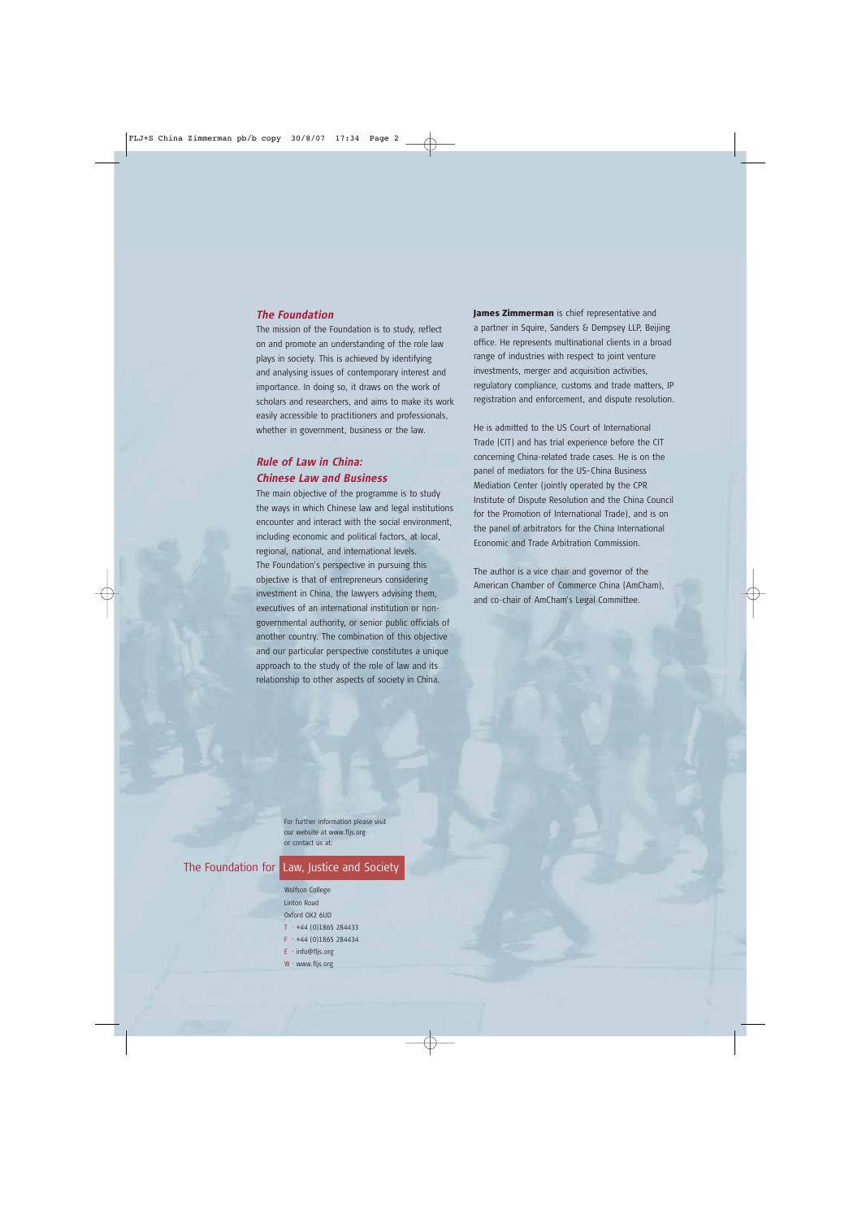### *The Foundation*

The mission of the Foundation is to study, reflect on and promote an understanding of the role law plays in society. This is achieved by identifying and analysing issues of contemporary interest and importance. In doing so, it draws on the work of scholars and researchers, and aims to make its work easily accessible to practitioners and professionals, whether in government, business or the law.

### *Rule of Law in China: Chinese Law and Business*

The main objective of the programme is to study the ways in which Chinese law and legal institutions encounter and interact with the social environment, including economic and political factors, at local, regional, national, and international levels. The Foundation's perspective in pursuing this objective is that of entrepreneurs considering investment in China, the lawyers advising them, executives of an international institution or non-governmental authority, or senior public officials of another country. The combination of this objective and our particular perspective constitutes a unique approach to the study of the role of law and its relationship to other aspects of society in China.

**James Zimmerman** is chief representative and a partner in Squire, Sanders & Dempsey LLP, Beijing office. He represents multinational clients in a broad range of industries with respect to joint venture investments, merger and acquisition activities, regulatory compliance, customs and trade matters, IP registration and enforcement, and dispute resolution.

He is admitted to the US Court of International Trade (CIT) and has trial experience before the CIT concerning China-related trade cases. He is on the panel of mediators for the US–China Business Mediation Center (jointly operated by the CPR Institute of Dispute Resolution and the China Council for the Promotion of International Trade), and is on the panel of arbitrators for the China International Economic and Trade Arbitration Commission.

The author is a vice chair and governor of the American Chamber of Commerce China (AmCham), and co-chair of AmCham's Legal Committee.

For further information please visit our website at www.fljs.org or contact us at:

The Foundation for Law, Justice and Society

Wolfson College
Linton Road
Oxford OX2 6UD
T · +44 (0)1865 284433
F · +44 (0)1865 284434
E · info@fljs.org
W · www.fljs.org